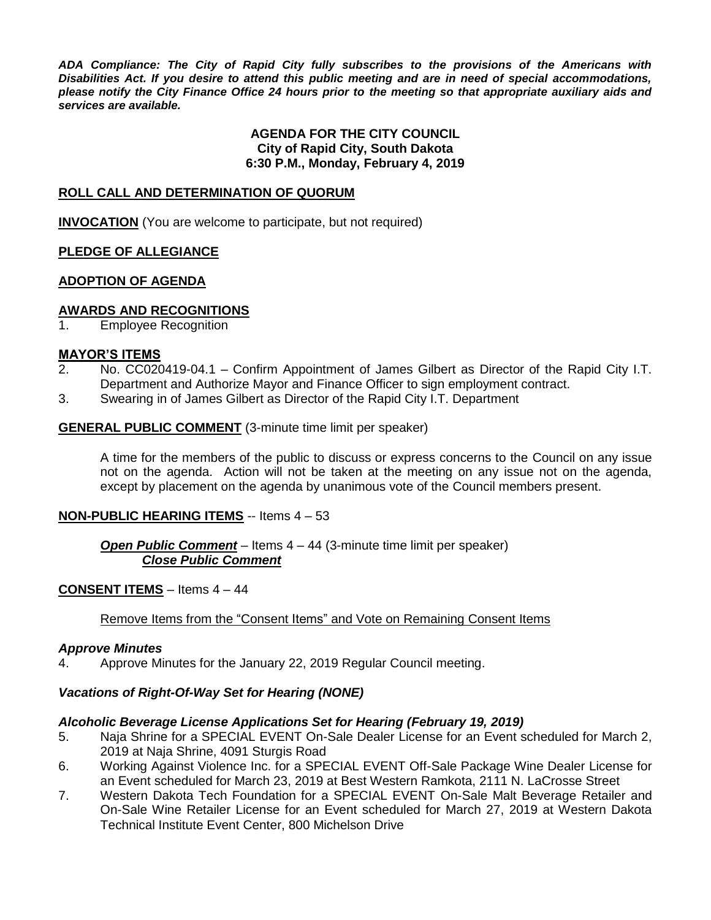***ADA Compliance: The City of Rapid City fully subscribes to the provisions of the Americans with Disabilities Act. If you desire to attend this public meeting and are in need of special accommodations, please notify the City Finance Office 24 hours prior to the meeting so that appropriate auxiliary aids and services are available.***

**AGENDA FOR THE CITY COUNCIL**
**City of Rapid City, South Dakota**
**6:30 P.M., Monday, February 4, 2019**

**ROLL CALL AND DETERMINATION OF QUORUM**

**INVOCATION** (You are welcome to participate, but not required)

**PLEDGE OF ALLEGIANCE**

**ADOPTION OF AGENDA**

**AWARDS AND RECOGNITIONS**

1. Employee Recognition

**MAYOR'S ITEMS**

2. No. CC020419-04.1 – Confirm Appointment of James Gilbert as Director of the Rapid City I.T. Department and Authorize Mayor and Finance Officer to sign employment contract.
3. Swearing in of James Gilbert as Director of the Rapid City I.T. Department

**GENERAL PUBLIC COMMENT** (3-minute time limit per speaker)

A time for the members of the public to discuss or express concerns to the Council on any issue not on the agenda. Action will not be taken at the meeting on any issue not on the agenda, except by placement on the agenda by unanimous vote of the Council members present.

**NON-PUBLIC HEARING ITEMS** -- Items 4 – 53

***Open Public Comment*** – Items 4 – 44 (3-minute time limit per speaker)
***Close Public Comment***

**CONSENT ITEMS** – Items 4 – 44

Remove Items from the "Consent Items" and Vote on Remaining Consent Items

***Approve Minutes***

4. Approve Minutes for the January 22, 2019 Regular Council meeting.

***Vacations of Right-Of-Way Set for Hearing (NONE)***

***Alcoholic Beverage License Applications Set for Hearing (February 19, 2019)***

5. Naja Shrine for a SPECIAL EVENT On-Sale Dealer License for an Event scheduled for March 2, 2019 at Naja Shrine, 4091 Sturgis Road
6. Working Against Violence Inc. for a SPECIAL EVENT Off-Sale Package Wine Dealer License for an Event scheduled for March 23, 2019 at Best Western Ramkota, 2111 N. LaCrosse Street
7. Western Dakota Tech Foundation for a SPECIAL EVENT On-Sale Malt Beverage Retailer and On-Sale Wine Retailer License for an Event scheduled for March 27, 2019 at Western Dakota Technical Institute Event Center, 800 Michelson Drive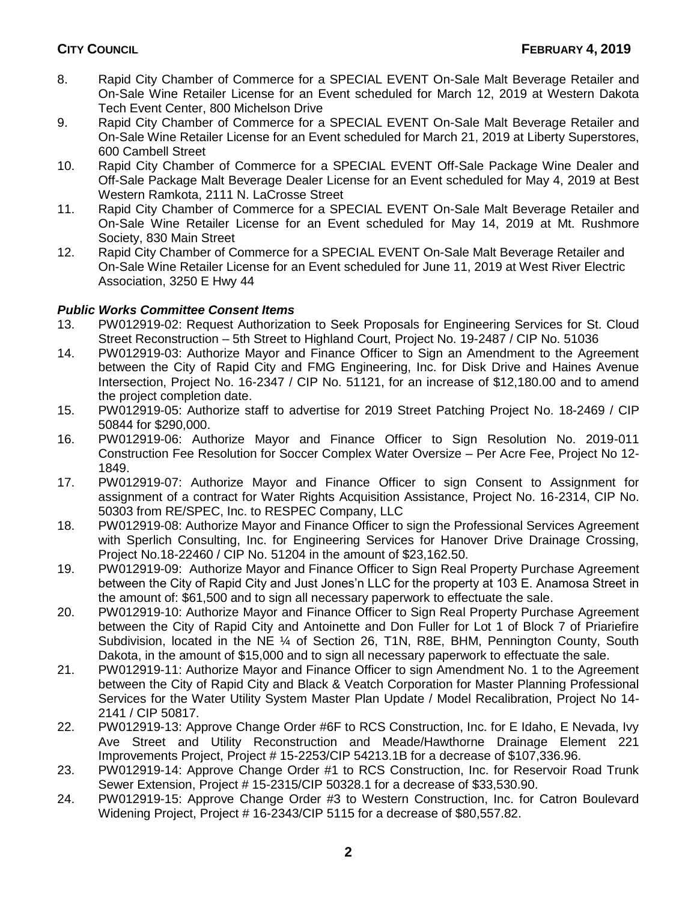8. Rapid City Chamber of Commerce for a SPECIAL EVENT On-Sale Malt Beverage Retailer and On-Sale Wine Retailer License for an Event scheduled for March 12, 2019 at Western Dakota Tech Event Center, 800 Michelson Drive
9. Rapid City Chamber of Commerce for a SPECIAL EVENT On-Sale Malt Beverage Retailer and On-Sale Wine Retailer License for an Event scheduled for March 21, 2019 at Liberty Superstores, 600 Cambell Street
10. Rapid City Chamber of Commerce for a SPECIAL EVENT Off-Sale Package Wine Dealer and Off-Sale Package Malt Beverage Dealer License for an Event scheduled for May 4, 2019 at Best Western Ramkota, 2111 N. LaCrosse Street
11. Rapid City Chamber of Commerce for a SPECIAL EVENT On-Sale Malt Beverage Retailer and On-Sale Wine Retailer License for an Event scheduled for May 14, 2019 at Mt. Rushmore Society, 830 Main Street
12. Rapid City Chamber of Commerce for a SPECIAL EVENT On-Sale Malt Beverage Retailer and On-Sale Wine Retailer License for an Event scheduled for June 11, 2019 at West River Electric Association, 3250 E Hwy 44

***Public Works Committee Consent Items***

13. PW012919-02: Request Authorization to Seek Proposals for Engineering Services for St. Cloud Street Reconstruction – 5th Street to Highland Court, Project No. 19-2487 / CIP No. 51036
14. PW012919-03: Authorize Mayor and Finance Officer to Sign an Amendment to the Agreement between the City of Rapid City and FMG Engineering, Inc. for Disk Drive and Haines Avenue Intersection, Project No. 16-2347 / CIP No. 51121, for an increase of $12,180.00 and to amend the project completion date.
15. PW012919-05: Authorize staff to advertise for 2019 Street Patching Project No. 18-2469 / CIP 50844 for $290,000.
16. PW012919-06: Authorize Mayor and Finance Officer to Sign Resolution No. 2019-011 Construction Fee Resolution for Soccer Complex Water Oversize – Per Acre Fee, Project No 12-1849.
17. PW012919-07: Authorize Mayor and Finance Officer to sign Consent to Assignment for assignment of a contract for Water Rights Acquisition Assistance, Project No. 16-2314, CIP No. 50303 from RE/SPEC, Inc. to RESPEC Company, LLC
18. PW012919-08: Authorize Mayor and Finance Officer to sign the Professional Services Agreement with Sperlich Consulting, Inc. for Engineering Services for Hanover Drive Drainage Crossing, Project No.18-22460 / CIP No. 51204 in the amount of $23,162.50.
19. PW012919-09: Authorize Mayor and Finance Officer to Sign Real Property Purchase Agreement between the City of Rapid City and Just Jones'n LLC for the property at 103 E. Anamosa Street in the amount of: $61,500 and to sign all necessary paperwork to effectuate the sale.
20. PW012919-10: Authorize Mayor and Finance Officer to Sign Real Property Purchase Agreement between the City of Rapid City and Antoinette and Don Fuller for Lot 1 of Block 7 of Priariefire Subdivision, located in the NE ¼ of Section 26, T1N, R8E, BHM, Pennington County, South Dakota, in the amount of $15,000 and to sign all necessary paperwork to effectuate the sale.
21. PW012919-11: Authorize Mayor and Finance Officer to sign Amendment No. 1 to the Agreement between the City of Rapid City and Black & Veatch Corporation for Master Planning Professional Services for the Water Utility System Master Plan Update / Model Recalibration, Project No 14-2141 / CIP 50817.
22. PW012919-13: Approve Change Order #6F to RCS Construction, Inc. for E Idaho, E Nevada, Ivy Ave Street and Utility Reconstruction and Meade/Hawthorne Drainage Element 221 Improvements Project, Project # 15-2253/CIP 54213.1B for a decrease of $107,336.96.
23. PW012919-14: Approve Change Order #1 to RCS Construction, Inc. for Reservoir Road Trunk Sewer Extension, Project # 15-2315/CIP 50328.1 for a decrease of $33,530.90.
24. PW012919-15: Approve Change Order #3 to Western Construction, Inc. for Catron Boulevard Widening Project, Project # 16-2343/CIP 5115 for a decrease of $80,557.82.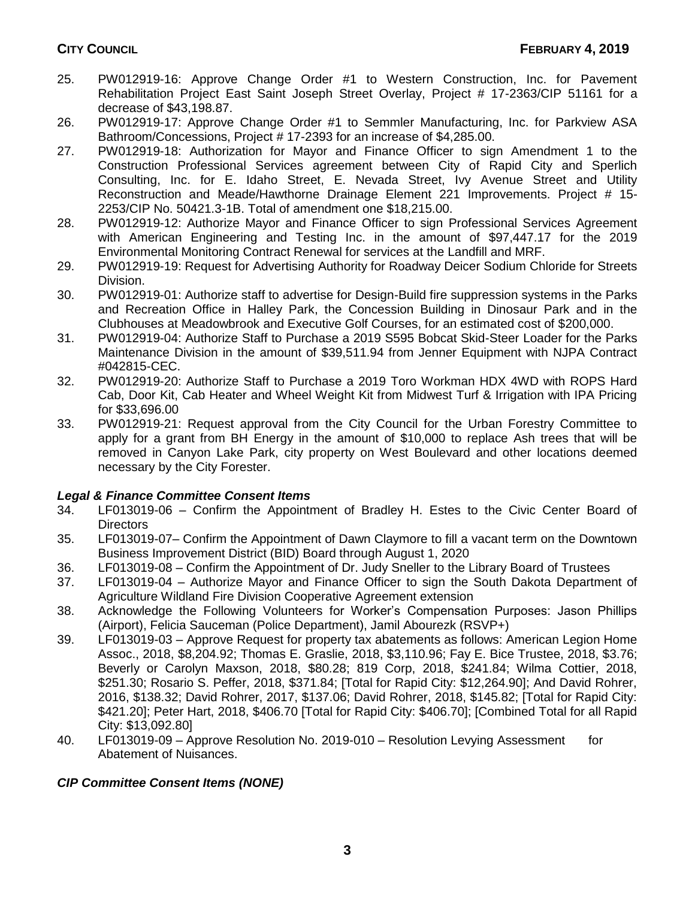25. PW012919-16: Approve Change Order #1 to Western Construction, Inc. for Pavement Rehabilitation Project East Saint Joseph Street Overlay, Project # 17-2363/CIP 51161 for a decrease of $43,198.87.
26. PW012919-17: Approve Change Order #1 to Semmler Manufacturing, Inc. for Parkview ASA Bathroom/Concessions, Project # 17-2393 for an increase of $4,285.00.
27. PW012919-18: Authorization for Mayor and Finance Officer to sign Amendment 1 to the Construction Professional Services agreement between City of Rapid City and Sperlich Consulting, Inc. for E. Idaho Street, E. Nevada Street, Ivy Avenue Street and Utility Reconstruction and Meade/Hawthorne Drainage Element 221 Improvements. Project # 15-2253/CIP No. 50421.3-1B. Total of amendment one $18,215.00.
28. PW012919-12: Authorize Mayor and Finance Officer to sign Professional Services Agreement with American Engineering and Testing Inc. in the amount of $97,447.17 for the 2019 Environmental Monitoring Contract Renewal for services at the Landfill and MRF.
29. PW012919-19: Request for Advertising Authority for Roadway Deicer Sodium Chloride for Streets Division.
30. PW012919-01: Authorize staff to advertise for Design-Build fire suppression systems in the Parks and Recreation Office in Halley Park, the Concession Building in Dinosaur Park and in the Clubhouses at Meadowbrook and Executive Golf Courses, for an estimated cost of $200,000.
31. PW012919-04: Authorize Staff to Purchase a 2019 S595 Bobcat Skid-Steer Loader for the Parks Maintenance Division in the amount of $39,511.94 from Jenner Equipment with NJPA Contract #042815-CEC.
32. PW012919-20: Authorize Staff to Purchase a 2019 Toro Workman HDX 4WD with ROPS Hard Cab, Door Kit, Cab Heater and Wheel Weight Kit from Midwest Turf & Irrigation with IPA Pricing for $33,696.00
33. PW012919-21: Request approval from the City Council for the Urban Forestry Committee to apply for a grant from BH Energy in the amount of $10,000 to replace Ash trees that will be removed in Canyon Lake Park, city property on West Boulevard and other locations deemed necessary by the City Forester.

### *Legal & Finance Committee Consent Items*

34. LF013019-06 – Confirm the Appointment of Bradley H. Estes to the Civic Center Board of Directors
35. LF013019-07– Confirm the Appointment of Dawn Claymore to fill a vacant term on the Downtown Business Improvement District (BID) Board through August 1, 2020
36. LF013019-08 – Confirm the Appointment of Dr. Judy Sneller to the Library Board of Trustees
37. LF013019-04 – Authorize Mayor and Finance Officer to sign the South Dakota Department of Agriculture Wildland Fire Division Cooperative Agreement extension
38. Acknowledge the Following Volunteers for Worker's Compensation Purposes: Jason Phillips (Airport), Felicia Sauceman (Police Department), Jamil Abourezk (RSVP+)
39. LF013019-03 – Approve Request for property tax abatements as follows: American Legion Home Assoc., 2018, $8,204.92; Thomas E. Graslie, 2018, $3,110.96; Fay E. Bice Trustee, 2018, $3.76; Beverly or Carolyn Maxson, 2018, $80.28; 819 Corp, 2018, $241.84; Wilma Cottier, 2018, $251.30; Rosario S. Peffer, 2018, $371.84; [Total for Rapid City: $12,264.90]; And David Rohrer, 2016, $138.32; David Rohrer, 2017, $137.06; David Rohrer, 2018, $145.82; [Total for Rapid City: $421.20]; Peter Hart, 2018, $406.70 [Total for Rapid City: $406.70]; [Combined Total for all Rapid City: $13,092.80]
40. LF013019-09 – Approve Resolution No. 2019-010 – Resolution Levying Assessment for Abatement of Nuisances.

### *CIP Committee Consent Items (NONE)*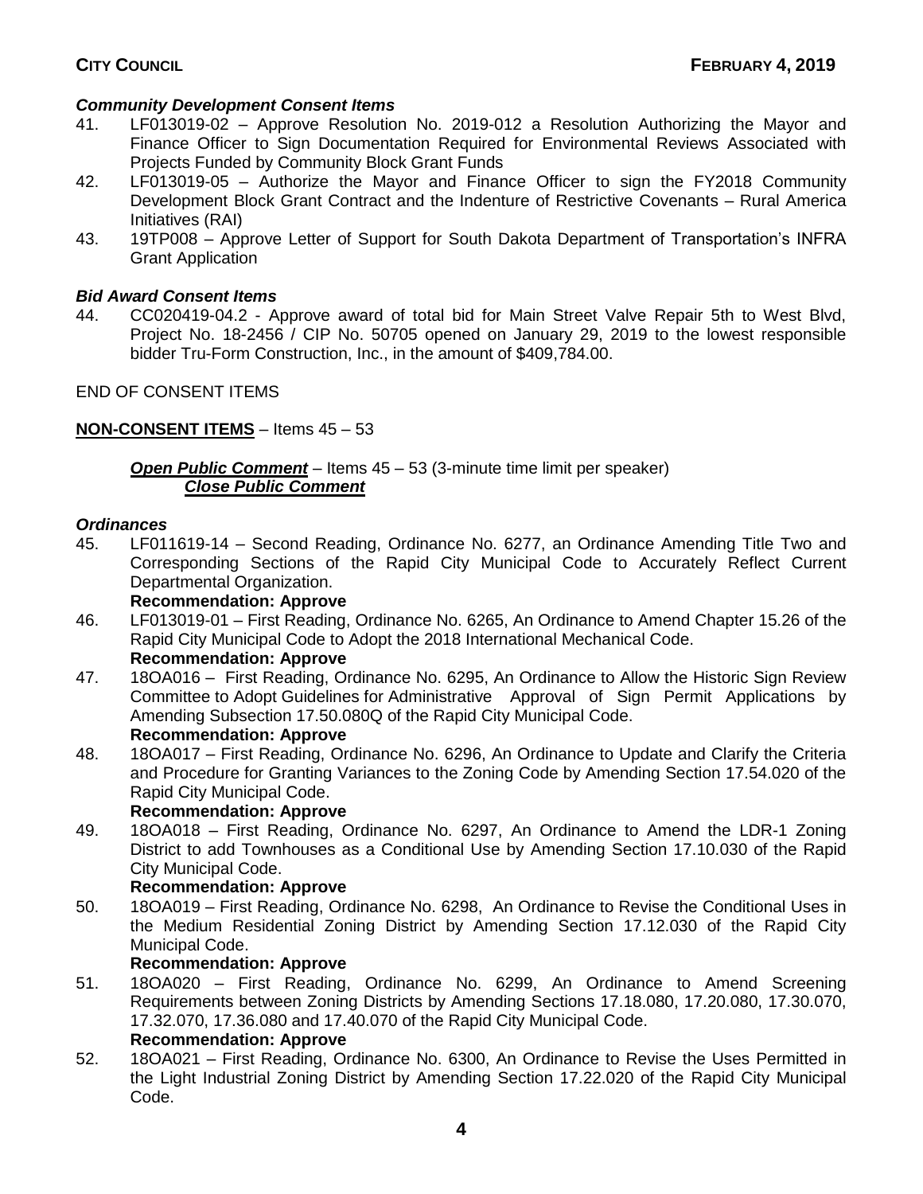### *Community Development Consent Items*

41. LF013019-02 – Approve Resolution No. 2019-012 a Resolution Authorizing the Mayor and Finance Officer to Sign Documentation Required for Environmental Reviews Associated with Projects Funded by Community Block Grant Funds
42. LF013019-05 – Authorize the Mayor and Finance Officer to sign the FY2018 Community Development Block Grant Contract and the Indenture of Restrictive Covenants – Rural America Initiatives (RAI)
43. 19TP008 – Approve Letter of Support for South Dakota Department of Transportation's INFRA Grant Application

### *Bid Award Consent Items*

44. CC020419-04.2 - Approve award of total bid for Main Street Valve Repair 5th to West Blvd, Project No. 18-2456 / CIP No. 50705 opened on January 29, 2019 to the lowest responsible bidder Tru-Form Construction, Inc., in the amount of $409,784.00.

END OF CONSENT ITEMS

**NON-CONSENT ITEMS** – Items 45 – 53

***Open Public Comment*** – Items 45 – 53 (3-minute time limit per speaker)
***Close Public Comment***

### *Ordinances*

45. LF011619-14 – Second Reading, Ordinance No. 6277, an Ordinance Amending Title Two and Corresponding Sections of the Rapid City Municipal Code to Accurately Reflect Current Departmental Organization.
    **Recommendation: Approve**
46. LF013019-01 – First Reading, Ordinance No. 6265, An Ordinance to Amend Chapter 15.26 of the Rapid City Municipal Code to Adopt the 2018 International Mechanical Code.
    **Recommendation: Approve**
47. 18OA016 – First Reading, Ordinance No. 6295, An Ordinance to Allow the Historic Sign Review Committee to Adopt Guidelines for Administrative Approval of Sign Permit Applications by Amending Subsection 17.50.080Q of the Rapid City Municipal Code.
    **Recommendation: Approve**
48. 18OA017 – First Reading, Ordinance No. 6296, An Ordinance to Update and Clarify the Criteria and Procedure for Granting Variances to the Zoning Code by Amending Section 17.54.020 of the Rapid City Municipal Code.
    **Recommendation: Approve**
49. 18OA018 – First Reading, Ordinance No. 6297, An Ordinance to Amend the LDR-1 Zoning District to add Townhouses as a Conditional Use by Amending Section 17.10.030 of the Rapid City Municipal Code.
    **Recommendation: Approve**
50. 18OA019 – First Reading, Ordinance No. 6298, An Ordinance to Revise the Conditional Uses in the Medium Residential Zoning District by Amending Section 17.12.030 of the Rapid City Municipal Code.
    **Recommendation: Approve**
51. 18OA020 – First Reading, Ordinance No. 6299, An Ordinance to Amend Screening Requirements between Zoning Districts by Amending Sections 17.18.080, 17.20.080, 17.30.070, 17.32.070, 17.36.080 and 17.40.070 of the Rapid City Municipal Code.
    **Recommendation: Approve**
52. 18OA021 – First Reading, Ordinance No. 6300, An Ordinance to Revise the Uses Permitted in the Light Industrial Zoning District by Amending Section 17.22.020 of the Rapid City Municipal Code.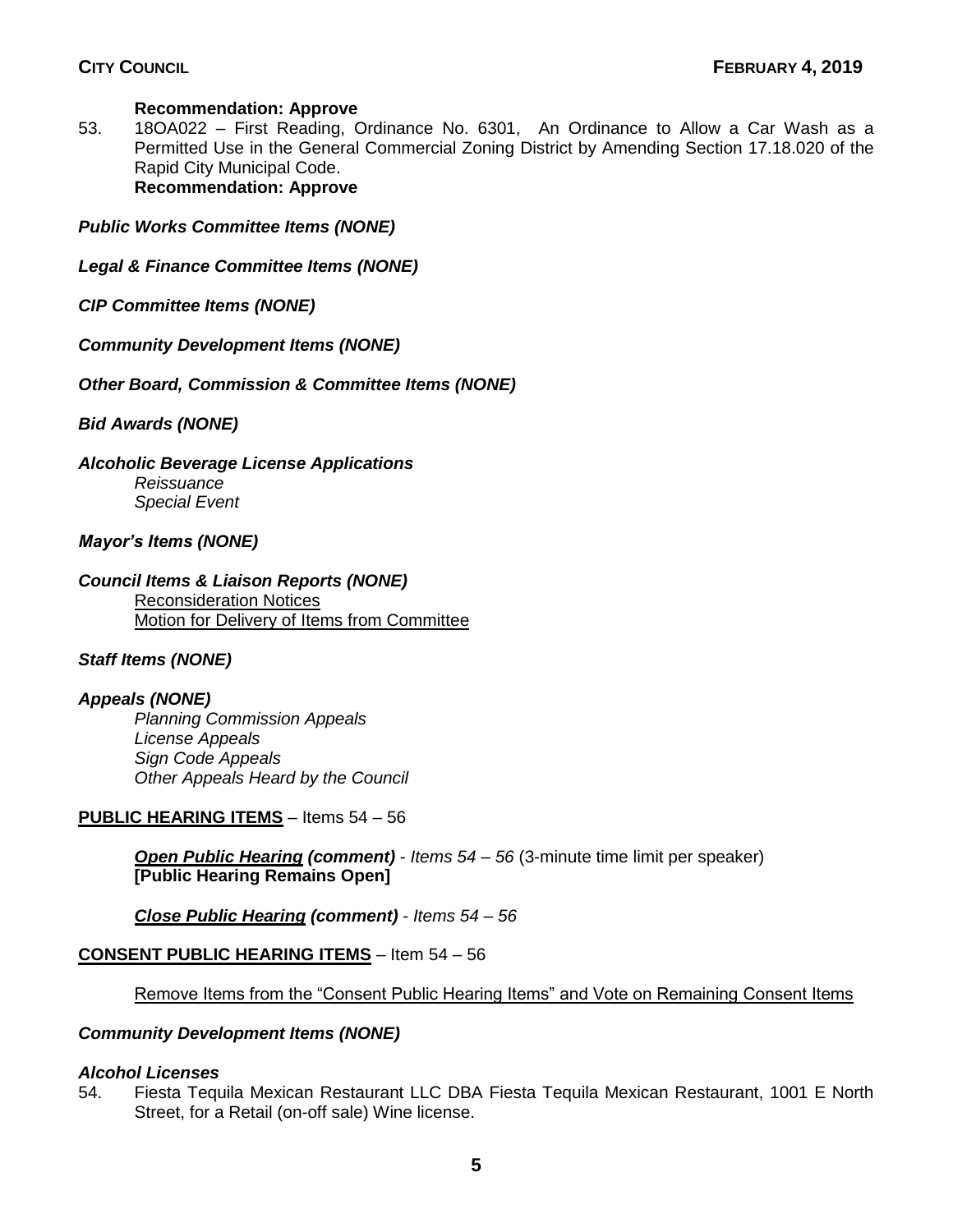**Recommendation: Approve**

53. 18OA022 – First Reading, Ordinance No. 6301, An Ordinance to Allow a Car Wash as a Permitted Use in the General Commercial Zoning District by Amending Section 17.18.020 of the Rapid City Municipal Code.
**Recommendation: Approve**

***Public Works Committee Items (NONE)***

***Legal & Finance Committee Items (NONE)***

***CIP Committee Items (NONE)***

***Community Development Items (NONE)***

***Other Board, Commission & Committee Items (NONE)***

***Bid Awards (NONE)***

***Alcoholic Beverage License Applications***
*Reissuance*
*Special Event*

***Mayor's Items (NONE)***

***Council Items & Liaison Reports (NONE)***
Reconsideration Notices
Motion for Delivery of Items from Committee

***Staff Items (NONE)***

***Appeals (NONE)***
*Planning Commission Appeals*
*License Appeals*
*Sign Code Appeals*
*Other Appeals Heard by the Council*

**PUBLIC HEARING ITEMS** – Items 54 – 56

***Open Public Hearing (comment)*** *- Items 54 – 56* (3-minute time limit per speaker)
**[Public Hearing Remains Open]**

***Close Public Hearing (comment)*** *- Items 54 – 56*

**CONSENT PUBLIC HEARING ITEMS** – Item 54 – 56

Remove Items from the "Consent Public Hearing Items" and Vote on Remaining Consent Items

***Community Development Items (NONE)***

***Alcohol Licenses***

54. Fiesta Tequila Mexican Restaurant LLC DBA Fiesta Tequila Mexican Restaurant, 1001 E North Street, for a Retail (on-off sale) Wine license.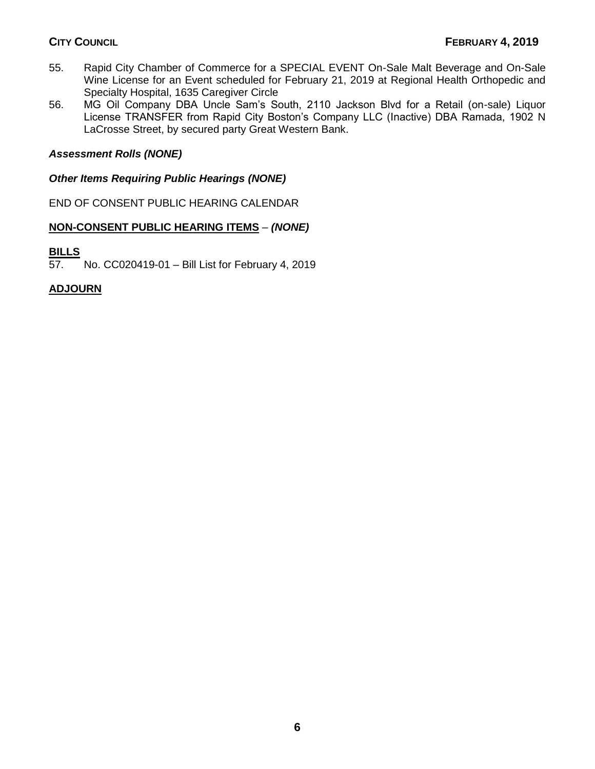55. Rapid City Chamber of Commerce for a SPECIAL EVENT On-Sale Malt Beverage and On-Sale Wine License for an Event scheduled for February 21, 2019 at Regional Health Orthopedic and Specialty Hospital, 1635 Caregiver Circle
56. MG Oil Company DBA Uncle Sam's South, 2110 Jackson Blvd for a Retail (on-sale) Liquor License TRANSFER from Rapid City Boston's Company LLC (Inactive) DBA Ramada, 1902 N LaCrosse Street, by secured party Great Western Bank.

***Assessment Rolls (NONE)***

***Other Items Requiring Public Hearings (NONE)***

END OF CONSENT PUBLIC HEARING CALENDAR

**NON-CONSENT PUBLIC HEARING ITEMS** – ***(NONE)***

**BILLS**

57. No. CC020419-01 – Bill List for February 4, 2019

**ADJOURN**